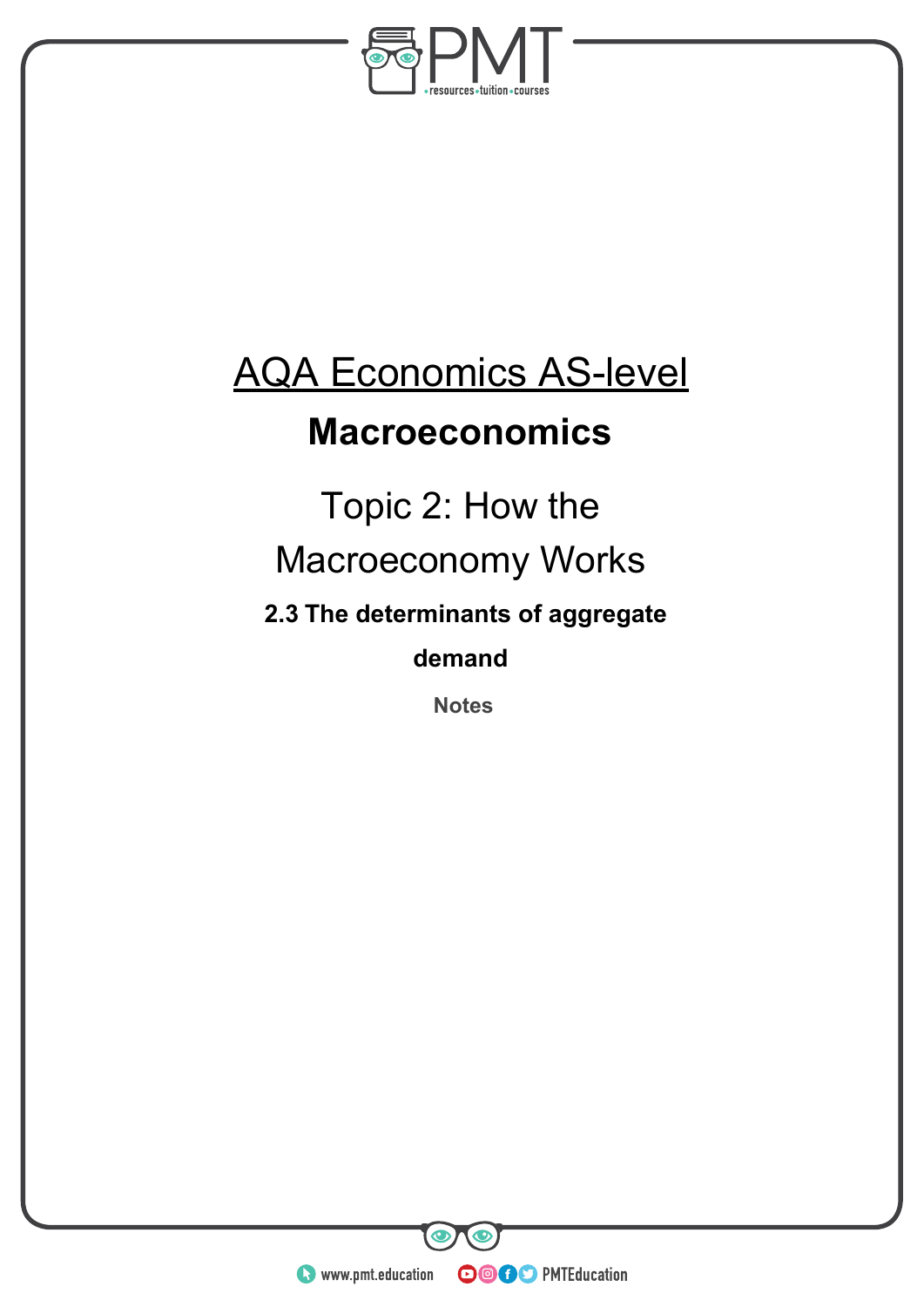# AQA Economics AS-level

## Macroeconomics

Topic 2: How the Macroeconomy Works

### 2.3 The determinants of aggregate demand

Notes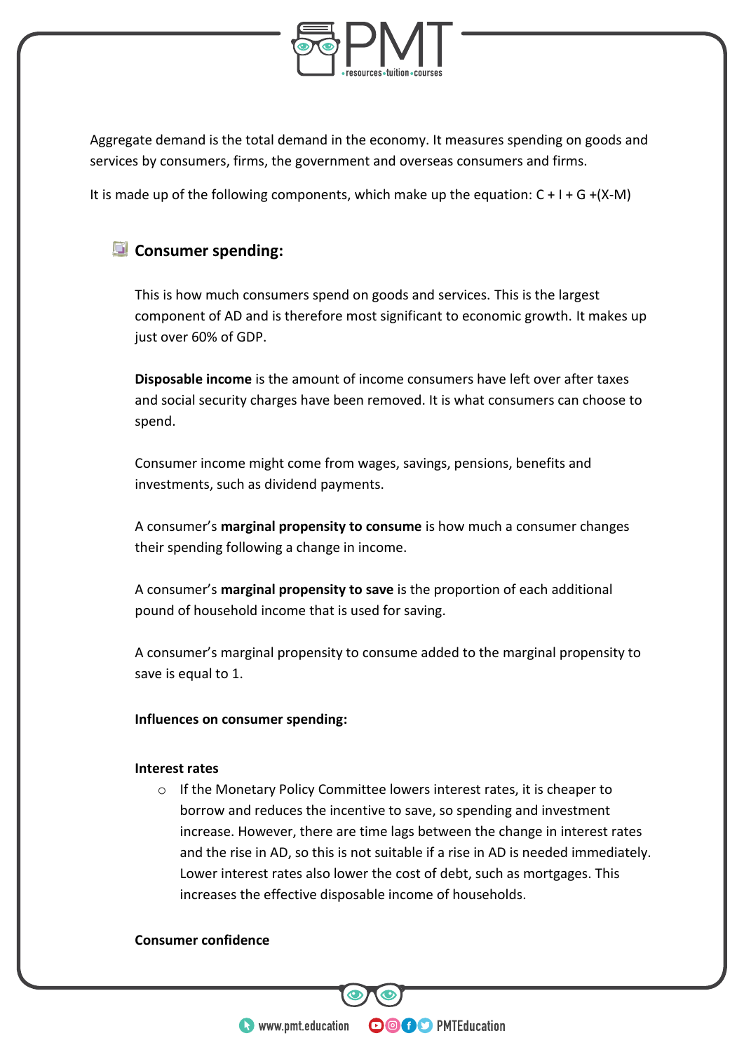Aggregate demand is the total demand in the economy. It measures spending on goods and services by consumers, firms, the government and overseas consumers and firms.

It is made up of the following components, which make up the equation: C + I + G +(X-M)

## Consumer spending:

This is how much consumers spend on goods and services. This is the largest component of AD and is therefore most significant to economic growth. It makes up just over 60% of GDP.

**Disposable income** is the amount of income consumers have left over after taxes and social security charges have been removed. It is what consumers can choose to spend.

Consumer income might come from wages, savings, pensions, benefits and investments, such as dividend payments.

A consumer's **marginal propensity to consume** is how much a consumer changes their spending following a change in income.

A consumer's **marginal propensity to save** is the proportion of each additional pound of household income that is used for saving.

A consumer's marginal propensity to consume added to the marginal propensity to save is equal to 1.

**Influences on consumer spending:**

**Interest rates**

- If the Monetary Policy Committee lowers interest rates, it is cheaper to borrow and reduces the incentive to save, so spending and investment increase. However, there are time lags between the change in interest rates and the rise in AD, so this is not suitable if a rise in AD is needed immediately. Lower interest rates also lower the cost of debt, such as mortgages. This increases the effective disposable income of households.

**Consumer confidence**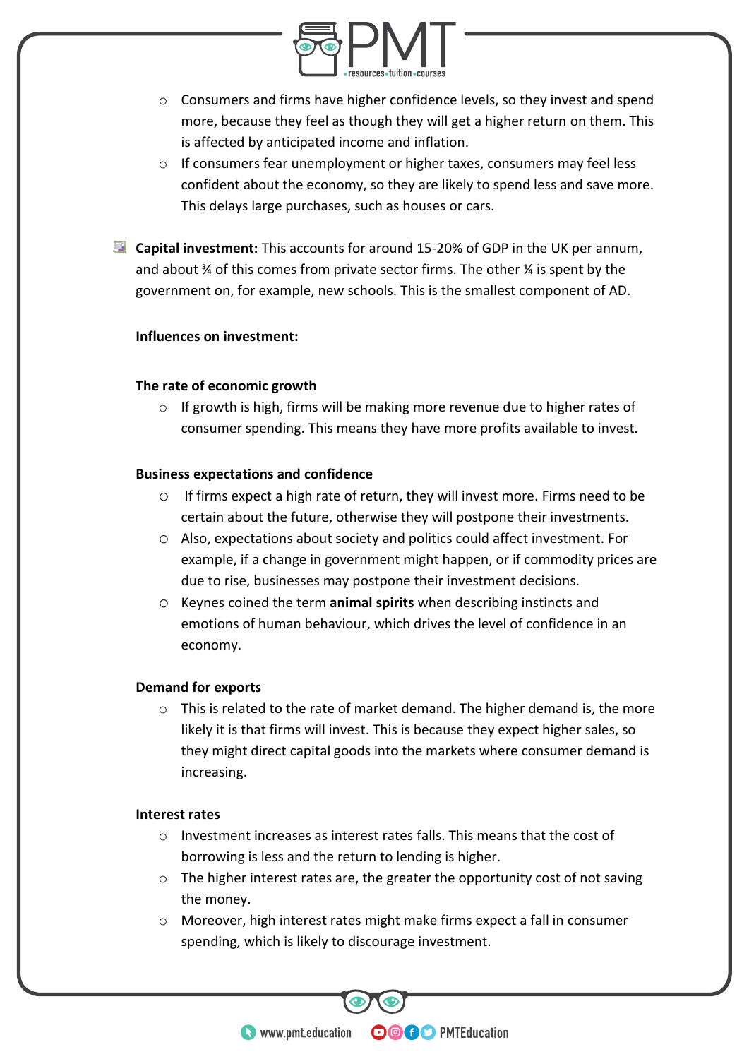- Consumers and firms have higher confidence levels, so they invest and spend more, because they feel as though they will get a higher return on them. This is affected by anticipated income and inflation.
- If consumers fear unemployment or higher taxes, consumers may feel less confident about the economy, so they are likely to spend less and save more. This delays large purchases, such as houses or cars.

**Capital investment:** This accounts for around 15-20% of GDP in the UK per annum, and about ¾ of this comes from private sector firms. The other ¼ is spent by the government on, for example, new schools. This is the smallest component of AD.

**Influences on investment:**

**The rate of economic growth**

- If growth is high, firms will be making more revenue due to higher rates of consumer spending. This means they have more profits available to invest.

**Business expectations and confidence**

- If firms expect a high rate of return, they will invest more. Firms need to be certain about the future, otherwise they will postpone their investments.
- Also, expectations about society and politics could affect investment. For example, if a change in government might happen, or if commodity prices are due to rise, businesses may postpone their investment decisions.
- Keynes coined the term **animal spirits** when describing instincts and emotions of human behaviour, which drives the level of confidence in an economy.

**Demand for exports**

- This is related to the rate of market demand. The higher demand is, the more likely it is that firms will invest. This is because they expect higher sales, so they might direct capital goods into the markets where consumer demand is increasing.

**Interest rates**

- Investment increases as interest rates falls. This means that the cost of borrowing is less and the return to lending is higher.
- The higher interest rates are, the greater the opportunity cost of not saving the money.
- Moreover, high interest rates might make firms expect a fall in consumer spending, which is likely to discourage investment.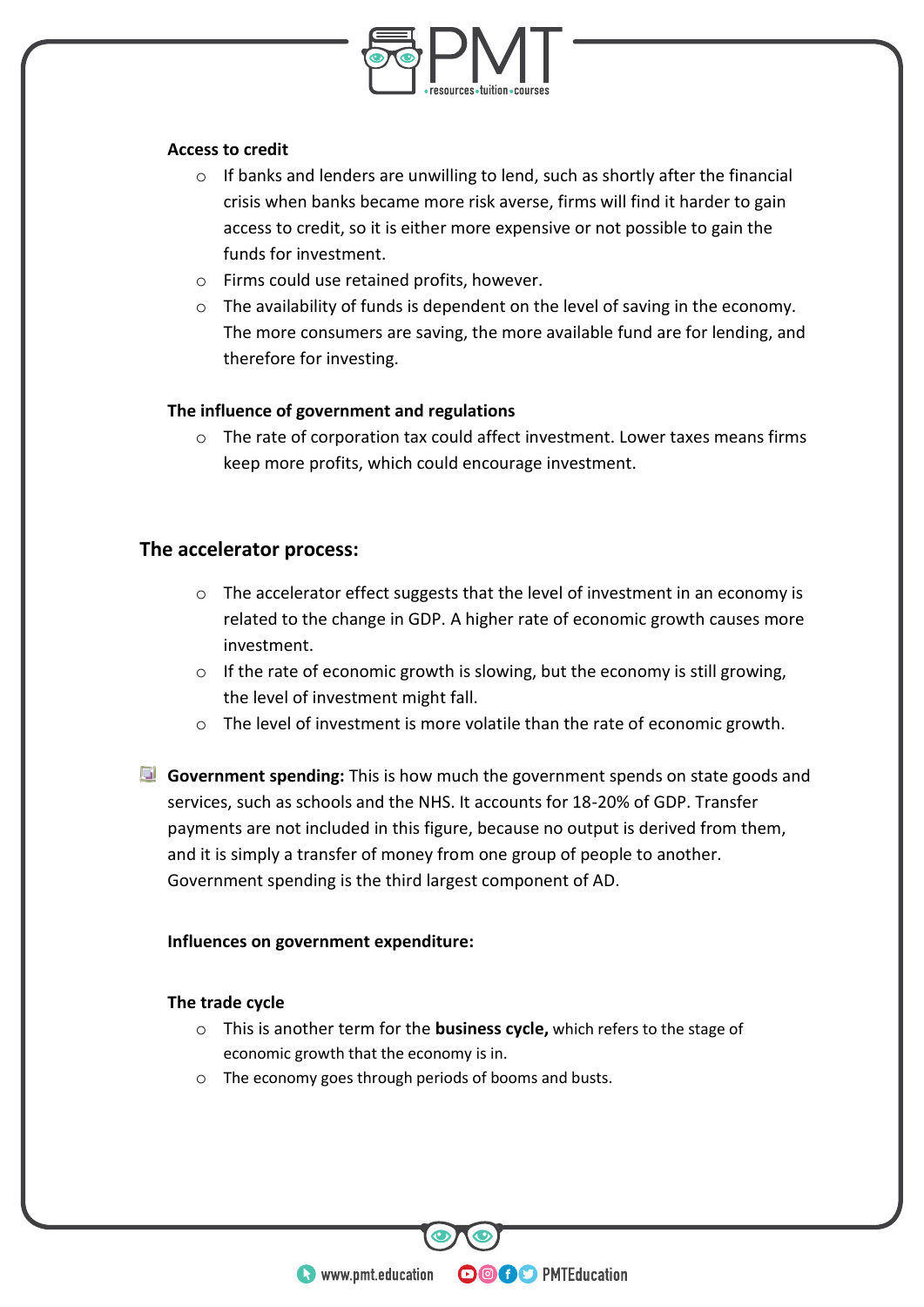**Access to credit**

- If banks and lenders are unwilling to lend, such as shortly after the financial crisis when banks became more risk averse, firms will find it harder to gain access to credit, so it is either more expensive or not possible to gain the funds for investment.
- Firms could use retained profits, however.
- The availability of funds is dependent on the level of saving in the economy. The more consumers are saving, the more available fund are for lending, and therefore for investing.

**The influence of government and regulations**

- The rate of corporation tax could affect investment. Lower taxes means firms keep more profits, which could encourage investment.

### The accelerator process:

- The accelerator effect suggests that the level of investment in an economy is related to the change in GDP. A higher rate of economic growth causes more investment.
- If the rate of economic growth is slowing, but the economy is still growing, the level of investment might fall.
- The level of investment is more volatile than the rate of economic growth.

**Government spending:** This is how much the government spends on state goods and services, such as schools and the NHS. It accounts for 18-20% of GDP. Transfer payments are not included in this figure, because no output is derived from them, and it is simply a transfer of money from one group of people to another. Government spending is the third largest component of AD.

**Influences on government expenditure:**

**The trade cycle**

- This is another term for the **business cycle,** which refers to the stage of economic growth that the economy is in.
- The economy goes through periods of booms and busts.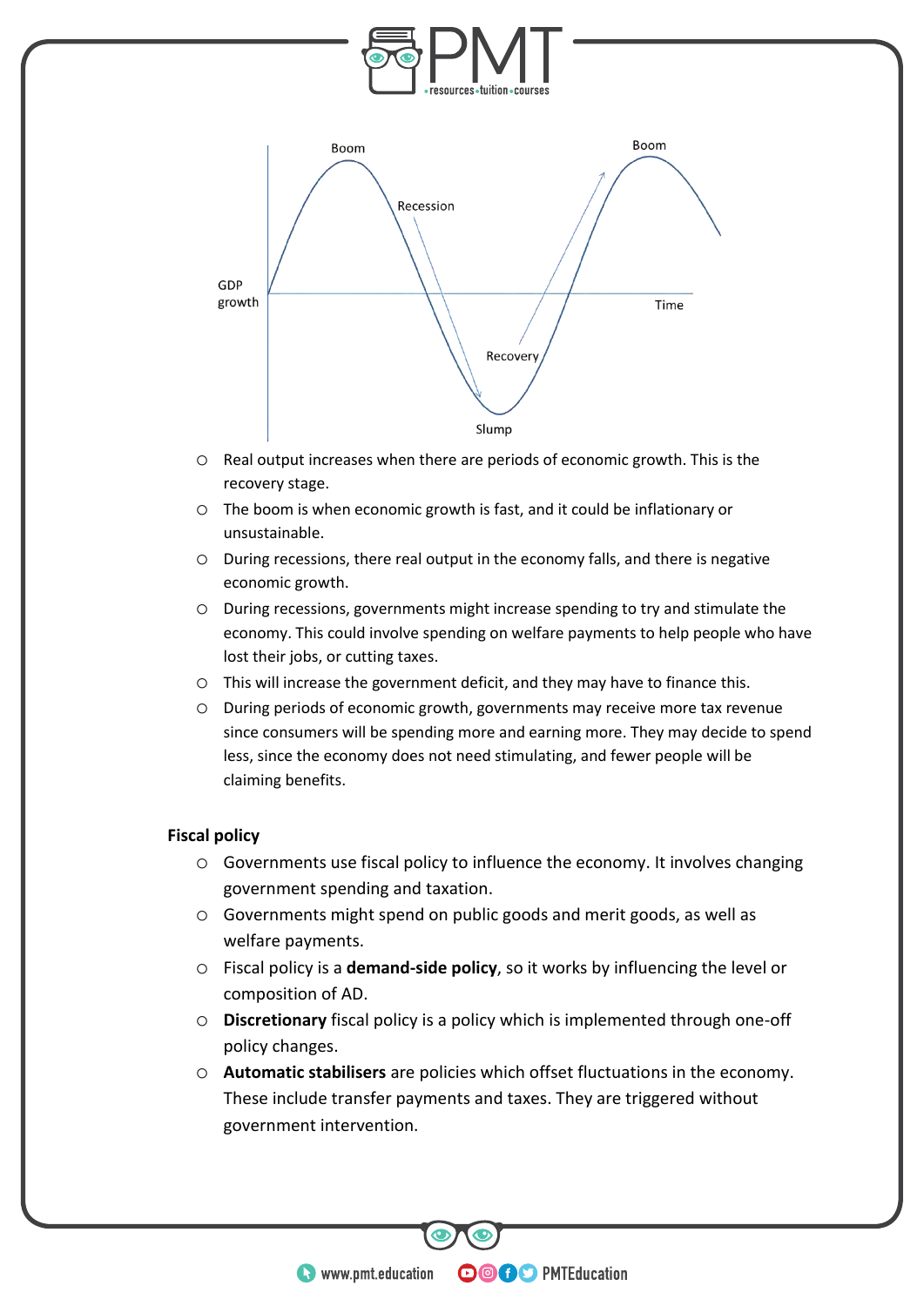- Real output increases when there are periods of economic growth. This is the recovery stage.
- The boom is when economic growth is fast, and it could be inflationary or unsustainable.
- During recessions, there real output in the economy falls, and there is negative economic growth.
- During recessions, governments might increase spending to try and stimulate the economy. This could involve spending on welfare payments to help people who have lost their jobs, or cutting taxes.
- This will increase the government deficit, and they may have to finance this.
- During periods of economic growth, governments may receive more tax revenue since consumers will be spending more and earning more. They may decide to spend less, since the economy does not need stimulating, and fewer people will be claiming benefits.

**Fiscal policy**

- Governments use fiscal policy to influence the economy. It involves changing government spending and taxation.
- Governments might spend on public goods and merit goods, as well as welfare payments.
- Fiscal policy is a **demand-side policy**, so it works by influencing the level or composition of AD.
- **Discretionary** fiscal policy is a policy which is implemented through one-off policy changes.
- **Automatic stabilisers** are policies which offset fluctuations in the economy. These include transfer payments and taxes. They are triggered without government intervention.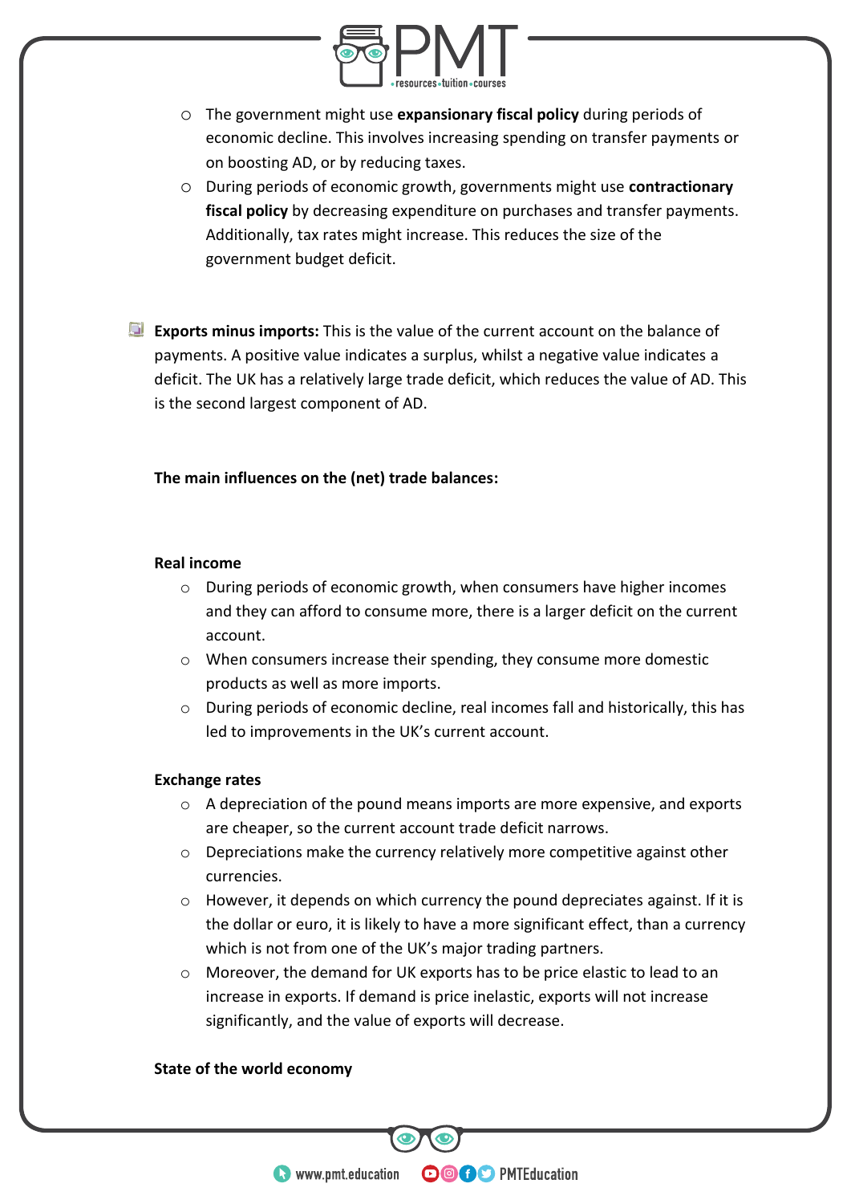- The government might use **expansionary fiscal policy** during periods of economic decline. This involves increasing spending on transfer payments or on boosting AD, or by reducing taxes.
- During periods of economic growth, governments might use **contractionary fiscal policy** by decreasing expenditure on purchases and transfer payments. Additionally, tax rates might increase. This reduces the size of the government budget deficit.

**Exports minus imports:** This is the value of the current account on the balance of payments. A positive value indicates a surplus, whilst a negative value indicates a deficit. The UK has a relatively large trade deficit, which reduces the value of AD. This is the second largest component of AD.

**The main influences on the (net) trade balances:**

**Real income**

- During periods of economic growth, when consumers have higher incomes and they can afford to consume more, there is a larger deficit on the current account.
- When consumers increase their spending, they consume more domestic products as well as more imports.
- During periods of economic decline, real incomes fall and historically, this has led to improvements in the UK's current account.

**Exchange rates**

- A depreciation of the pound means imports are more expensive, and exports are cheaper, so the current account trade deficit narrows.
- Depreciations make the currency relatively more competitive against other currencies.
- However, it depends on which currency the pound depreciates against. If it is the dollar or euro, it is likely to have a more significant effect, than a currency which is not from one of the UK's major trading partners.
- Moreover, the demand for UK exports has to be price elastic to lead to an increase in exports. If demand is price inelastic, exports will not increase significantly, and the value of exports will decrease.

**State of the world economy**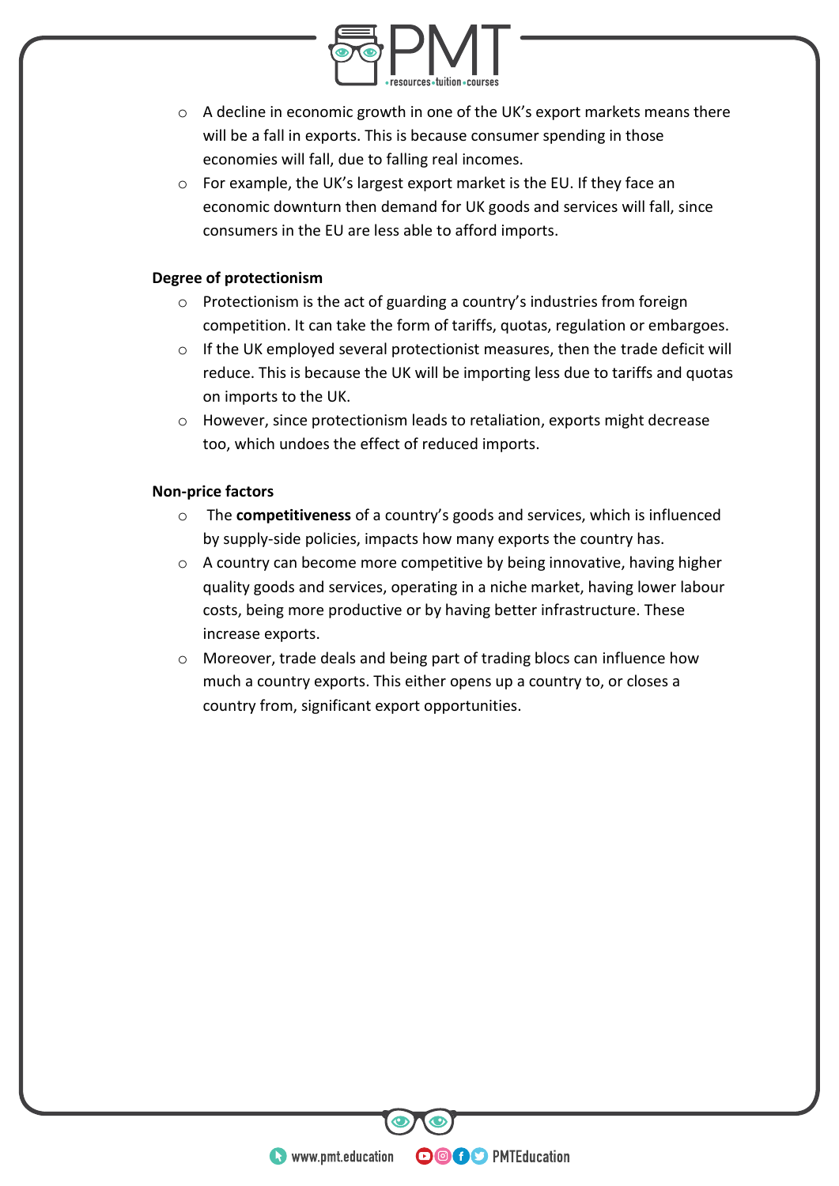- A decline in economic growth in one of the UK's export markets means there will be a fall in exports. This is because consumer spending in those economies will fall, due to falling real incomes.
- For example, the UK's largest export market is the EU. If they face an economic downturn then demand for UK goods and services will fall, since consumers in the EU are less able to afford imports.

**Degree of protectionism**

- Protectionism is the act of guarding a country's industries from foreign competition. It can take the form of tariffs, quotas, regulation or embargoes.
- If the UK employed several protectionist measures, then the trade deficit will reduce. This is because the UK will be importing less due to tariffs and quotas on imports to the UK.
- However, since protectionism leads to retaliation, exports might decrease too, which undoes the effect of reduced imports.

**Non-price factors**

- The **competitiveness** of a country's goods and services, which is influenced by supply-side policies, impacts how many exports the country has.
- A country can become more competitive by being innovative, having higher quality goods and services, operating in a niche market, having lower labour costs, being more productive or by having better infrastructure. These increase exports.
- Moreover, trade deals and being part of trading blocs can influence how much a country exports. This either opens up a country to, or closes a country from, significant export opportunities.